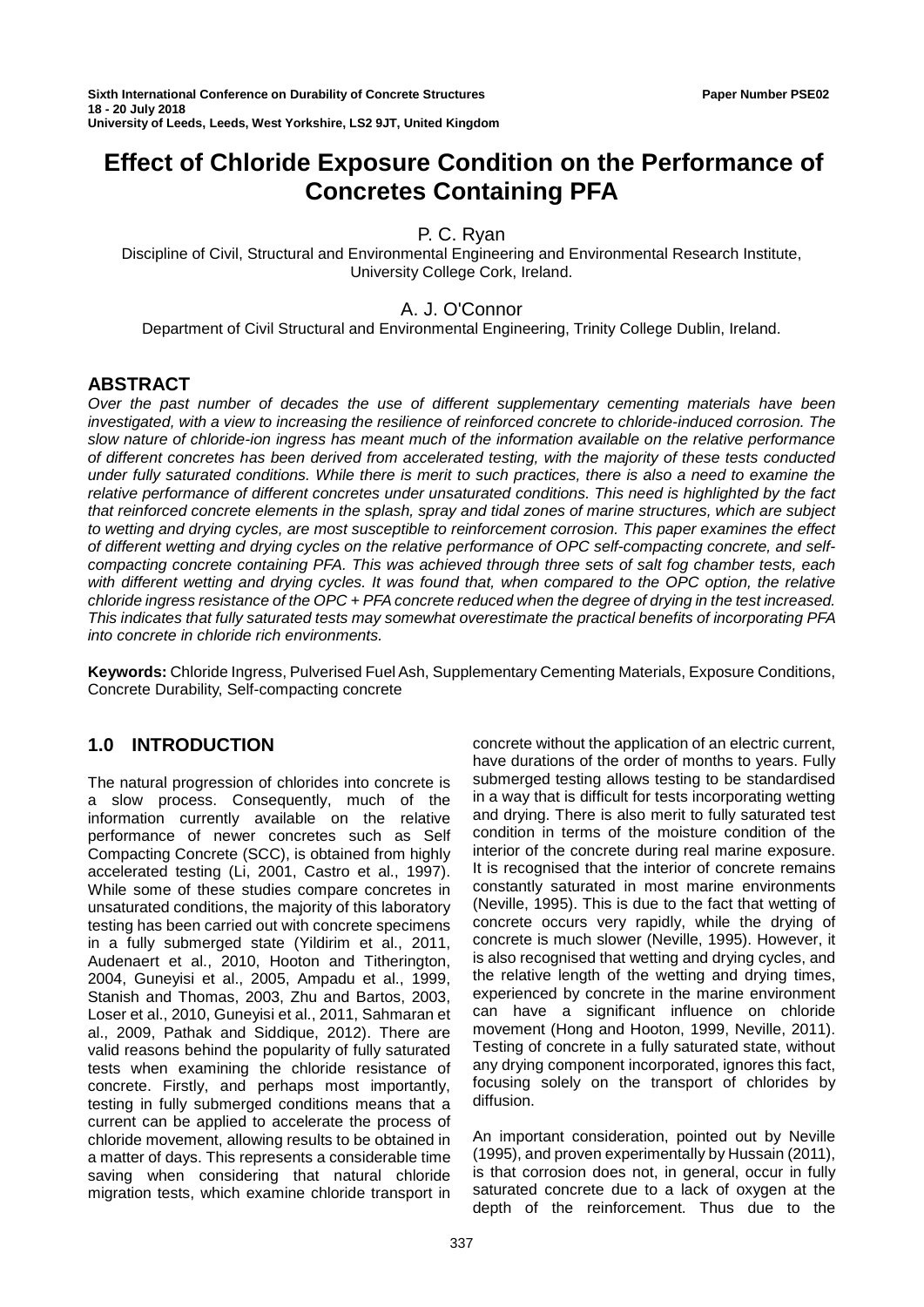Sixth International Conference on Durability of Concrete Structures
18 - 20 July 2018
University of Leeds, Leeds, West Yorkshire, LS2 9JT, United Kingdom

Paper Number PSE02

# Effect of Chloride Exposure Condition on the Performance of Concretes Containing PFA

P. C. Ryan
Discipline of Civil, Structural and Environmental Engineering and Environmental Research Institute, University College Cork, Ireland.

A. J. O'Connor
Department of Civil Structural and Environmental Engineering, Trinity College Dublin, Ireland.

## ABSTRACT

*Over the past number of decades the use of different supplementary cementing materials have been investigated, with a view to increasing the resilience of reinforced concrete to chloride-induced corrosion. The slow nature of chloride-ion ingress has meant much of the information available on the relative performance of different concretes has been derived from accelerated testing, with the majority of these tests conducted under fully saturated conditions. While there is merit to such practices, there is also a need to examine the relative performance of different concretes under unsaturated conditions. This need is highlighted by the fact that reinforced concrete elements in the splash, spray and tidal zones of marine structures, which are subject to wetting and drying cycles, are most susceptible to reinforcement corrosion. This paper examines the effect of different wetting and drying cycles on the relative performance of OPC self-compacting concrete, and self-compacting concrete containing PFA. This was achieved through three sets of salt fog chamber tests, each with different wetting and drying cycles. It was found that, when compared to the OPC option, the relative chloride ingress resistance of the OPC + PFA concrete reduced when the degree of drying in the test increased. This indicates that fully saturated tests may somewhat overestimate the practical benefits of incorporating PFA into concrete in chloride rich environments.*

**Keywords:** Chloride Ingress, Pulverised Fuel Ash, Supplementary Cementing Materials, Exposure Conditions, Concrete Durability, Self-compacting concrete

## 1.0 INTRODUCTION

The natural progression of chlorides into concrete is a slow process. Consequently, much of the information currently available on the relative performance of newer concretes such as Self Compacting Concrete (SCC), is obtained from highly accelerated testing (Li, 2001, Castro et al., 1997). While some of these studies compare concretes in unsaturated conditions, the majority of this laboratory testing has been carried out with concrete specimens in a fully submerged state (Yildirim et al., 2011, Audenaert et al., 2010, Hooton and Titherington, 2004, Guneyisi et al., 2005, Ampadu et al., 1999, Stanish and Thomas, 2003, Zhu and Bartos, 2003, Loser et al., 2010, Guneyisi et al., 2011, Sahmaran et al., 2009, Pathak and Siddique, 2012). There are valid reasons behind the popularity of fully saturated tests when examining the chloride resistance of concrete. Firstly, and perhaps most importantly, testing in fully submerged conditions means that a current can be applied to accelerate the process of chloride movement, allowing results to be obtained in a matter of days. This represents a considerable time saving when considering that natural chloride migration tests, which examine chloride transport in concrete without the application of an electric current, have durations of the order of months to years. Fully submerged testing allows testing to be standardised in a way that is difficult for tests incorporating wetting and drying. There is also merit to fully saturated test condition in terms of the moisture condition of the interior of the concrete during real marine exposure. It is recognised that the interior of concrete remains constantly saturated in most marine environments (Neville, 1995). This is due to the fact that wetting of concrete occurs very rapidly, while the drying of concrete is much slower (Neville, 1995). However, it is also recognised that wetting and drying cycles, and the relative length of the wetting and drying times, experienced by concrete in the marine environment can have a significant influence on chloride movement (Hong and Hooton, 1999, Neville, 2011). Testing of concrete in a fully saturated state, without any drying component incorporated, ignores this fact, focusing solely on the transport of chlorides by diffusion.

An important consideration, pointed out by Neville (1995), and proven experimentally by Hussain (2011), is that corrosion does not, in general, occur in fully saturated concrete due to a lack of oxygen at the depth of the reinforcement. Thus due to the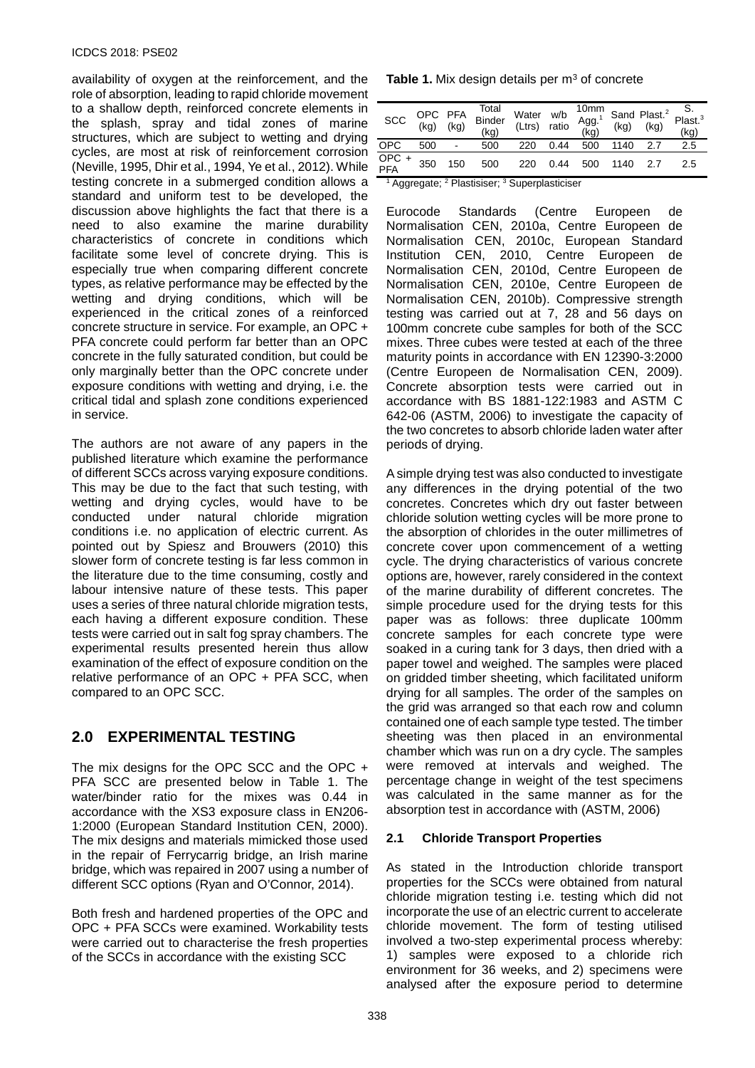availability of oxygen at the reinforcement, and the role of absorption, leading to rapid chloride movement to a shallow depth, reinforced concrete elements in the splash, spray and tidal zones of marine structures, which are subject to wetting and drying cycles, are most at risk of reinforcement corrosion (Neville, 1995, Dhir et al., 1994, Ye et al., 2012). While testing concrete in a submerged condition allows a standard and uniform test to be developed, the discussion above highlights the fact that there is a need to also examine the marine durability characteristics of concrete in conditions which facilitate some level of concrete drying. This is especially true when comparing different concrete types, as relative performance may be effected by the wetting and drying conditions, which will be experienced in the critical zones of a reinforced concrete structure in service. For example, an OPC + PFA concrete could perform far better than an OPC concrete in the fully saturated condition, but could be only marginally better than the OPC concrete under exposure conditions with wetting and drying, i.e. the critical tidal and splash zone conditions experienced in service.

The authors are not aware of any papers in the published literature which examine the performance of different SCCs across varying exposure conditions. This may be due to the fact that such testing, with wetting and drying cycles, would have to be conducted under natural chloride migration conditions i.e. no application of electric current. As pointed out by Spiesz and Brouwers (2010) this slower form of concrete testing is far less common in the literature due to the time consuming, costly and labour intensive nature of these tests. This paper uses a series of three natural chloride migration tests, each having a different exposure condition. These tests were carried out in salt fog spray chambers. The experimental results presented herein thus allow examination of the effect of exposure condition on the relative performance of an OPC + PFA SCC, when compared to an OPC SCC.

## 2.0 EXPERIMENTAL TESTING

The mix designs for the OPC SCC and the OPC + PFA SCC are presented below in Table 1. The water/binder ratio for the mixes was 0.44 in accordance with the XS3 exposure class in EN206-1:2000 (European Standard Institution CEN, 2000). The mix designs and materials mimicked those used in the repair of Ferrycarrig bridge, an Irish marine bridge, which was repaired in 2007 using a number of different SCC options (Ryan and O'Connor, 2014).

Both fresh and hardened properties of the OPC and OPC + PFA SCCs were examined. Workability tests were carried out to characterise the fresh properties of the SCCs in accordance with the existing SCC

**Table 1.** Mix design details per m$^3$ of concrete

| SCC | OPC (kg) | PFA (kg) | Total Binder (kg) | Water (Ltrs) | w/b ratio | 10mm Agg.[1] (kg) | Sand (kg) | Plast.[2] (kg) | S. Plast.[3] (kg) |
|---|---|---|---|---|---|---|---|---|---|
| OPC | 500 | - | 500 | 220 | 0.44 | 500 | 1140 | 2.7 | 2.5 |
| OPC + PFA | 350 | 150 | 500 | 220 | 0.44 | 500 | 1140 | 2.7 | 2.5 |

[1] Aggregate; [2] Plastisiser; [3] Superplasticiser

Eurocode Standards (Centre Europeen de Normalisation CEN, 2010a, Centre Europeen de Normalisation CEN, 2010c, European Standard Institution CEN, 2010, Centre Europeen de Normalisation CEN, 2010d, Centre Europeen de Normalisation CEN, 2010e, Centre Europeen de Normalisation CEN, 2010b). Compressive strength testing was carried out at 7, 28 and 56 days on 100mm concrete cube samples for both of the SCC mixes. Three cubes were tested at each of the three maturity points in accordance with EN 12390-3:2000 (Centre Europeen de Normalisation CEN, 2009). Concrete absorption tests were carried out in accordance with BS 1881-122:1983 and ASTM C 642-06 (ASTM, 2006) to investigate the capacity of the two concretes to absorb chloride laden water after periods of drying.

A simple drying test was also conducted to investigate any differences in the drying potential of the two concretes. Concretes which dry out faster between chloride solution wetting cycles will be more prone to the absorption of chlorides in the outer millimetres of concrete cover upon commencement of a wetting cycle. The drying characteristics of various concrete options are, however, rarely considered in the context of the marine durability of different concretes. The simple procedure used for the drying tests for this paper was as follows: three duplicate 100mm concrete samples for each concrete type were soaked in a curing tank for 3 days, then dried with a paper towel and weighed. The samples were placed on gridded timber sheeting, which facilitated uniform drying for all samples. The order of the samples on the grid was arranged so that each row and column contained one of each sample type tested. The timber sheeting was then placed in an environmental chamber which was run on a dry cycle. The samples were removed at intervals and weighed. The percentage change in weight of the test specimens was calculated in the same manner as for the absorption test in accordance with (ASTM, 2006)

### 2.1 Chloride Transport Properties

As stated in the Introduction chloride transport properties for the SCCs were obtained from natural chloride migration testing i.e. testing which did not incorporate the use of an electric current to accelerate chloride movement. The form of testing utilised involved a two-step experimental process whereby: 1) samples were exposed to a chloride rich environment for 36 weeks, and 2) specimens were analysed after the exposure period to determine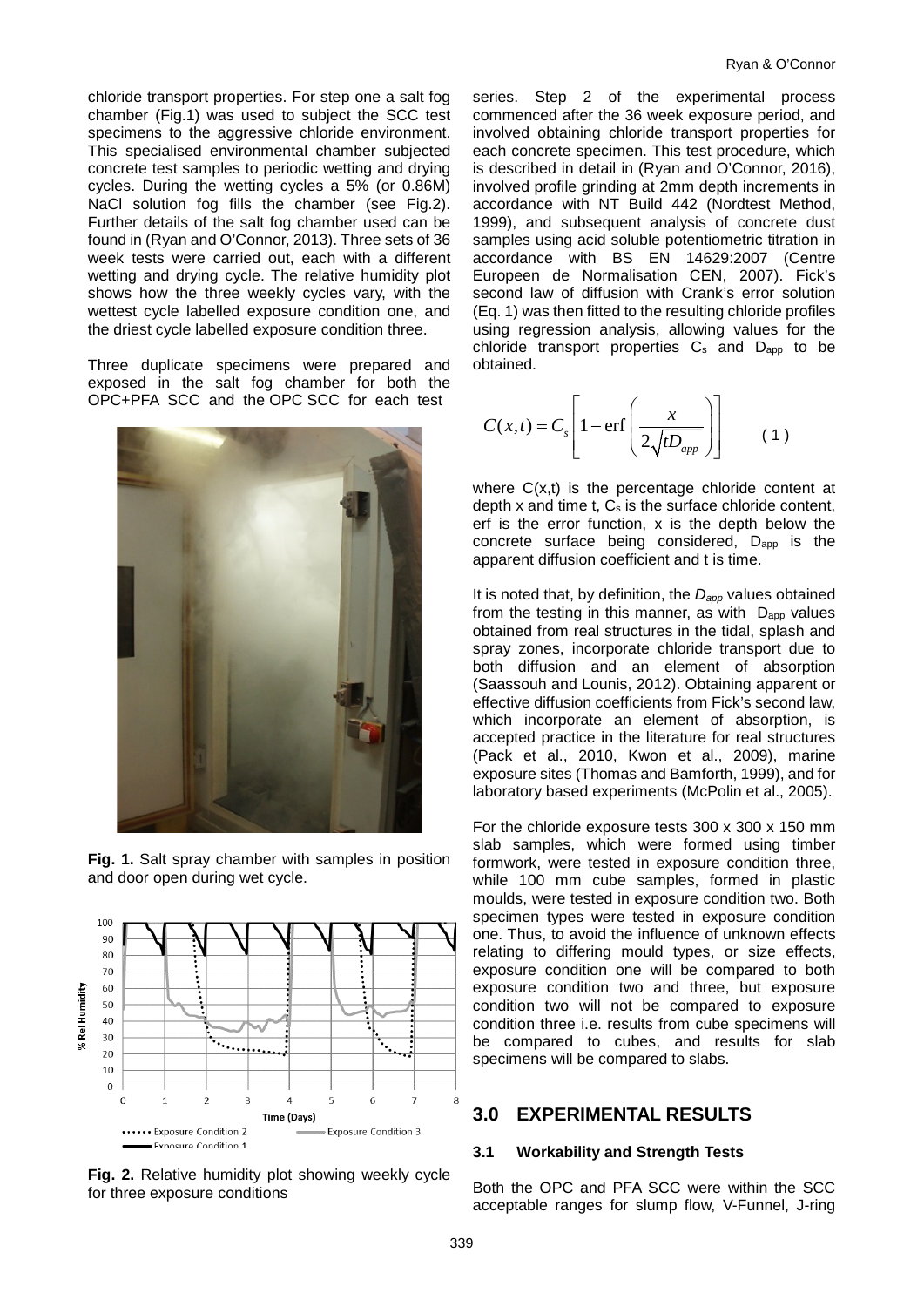chloride transport properties. For step one a salt fog chamber (Fig.1) was used to subject the SCC test specimens to the aggressive chloride environment. This specialised environmental chamber subjected concrete test samples to periodic wetting and drying cycles. During the wetting cycles a 5% (or 0.86M) NaCl solution fog fills the chamber (see Fig.2). Further details of the salt fog chamber used can be found in (Ryan and O'Connor, 2013). Three sets of 36 week tests were carried out, each with a different wetting and drying cycle. The relative humidity plot shows how the three weekly cycles vary, with the wettest cycle labelled exposure condition one, and the driest cycle labelled exposure condition three.

Three duplicate specimens were prepared and exposed in the salt fog chamber for both the OPC+PFA SCC and the OPC SCC for each test

**Fig. 1.** Salt spray chamber with samples in position and door open during wet cycle.

**Fig. 2.** Relative humidity plot showing weekly cycle for three exposure conditions

series. Step 2 of the experimental process commenced after the 36 week exposure period, and involved obtaining chloride transport properties for each concrete specimen. This test procedure, which is described in detail in (Ryan and O'Connor, 2016), involved profile grinding at 2mm depth increments in accordance with NT Build 442 (Nordtest Method, 1999), and subsequent analysis of concrete dust samples using acid soluble potentiometric titration in accordance with BS EN 14629:2007 (Centre Europeen de Normalisation CEN, 2007). Fick's second law of diffusion with Crank's error solution (Eq. 1) was then fitted to the resulting chloride profiles using regression analysis, allowing values for the chloride transport properties $C_s$ and $D_{app}$ to be obtained.

$$C(x,t) = C_s \left[ 1 - \text{erf}\left( \frac{x}{2\sqrt{tD_{app}}} \right) \right] \qquad (1)$$

where C(x,t) is the percentage chloride content at depth x and time t, $C_s$ is the surface chloride content, erf is the error function, x is the depth below the concrete surface being considered, $D_{app}$ is the apparent diffusion coefficient and t is time.

It is noted that, by definition, the $D_{app}$ values obtained from the testing in this manner, as with $D_{app}$ values obtained from real structures in the tidal, splash and spray zones, incorporate chloride transport due to both diffusion and an element of absorption (Saassouh and Lounis, 2012). Obtaining apparent or effective diffusion coefficients from Fick's second law, which incorporate an element of absorption, is accepted practice in the literature for real structures (Pack et al., 2010, Kwon et al., 2009), marine exposure sites (Thomas and Bamforth, 1999), and for laboratory based experiments (McPolin et al., 2005).

For the chloride exposure tests 300 x 300 x 150 mm slab samples, which were formed using timber formwork, were tested in exposure condition three, while 100 mm cube samples, formed in plastic moulds, were tested in exposure condition two. Both specimen types were tested in exposure condition one. Thus, to avoid the influence of unknown effects relating to differing mould types, or size effects, exposure condition one will be compared to both exposure condition two and three, but exposure condition two will not be compared to exposure condition three i.e. results from cube specimens will be compared to cubes, and results for slab specimens will be compared to slabs.

## 3.0 EXPERIMENTAL RESULTS

### 3.1 Workability and Strength Tests

Both the OPC and PFA SCC were within the SCC acceptable ranges for slump flow, V-Funnel, J-ring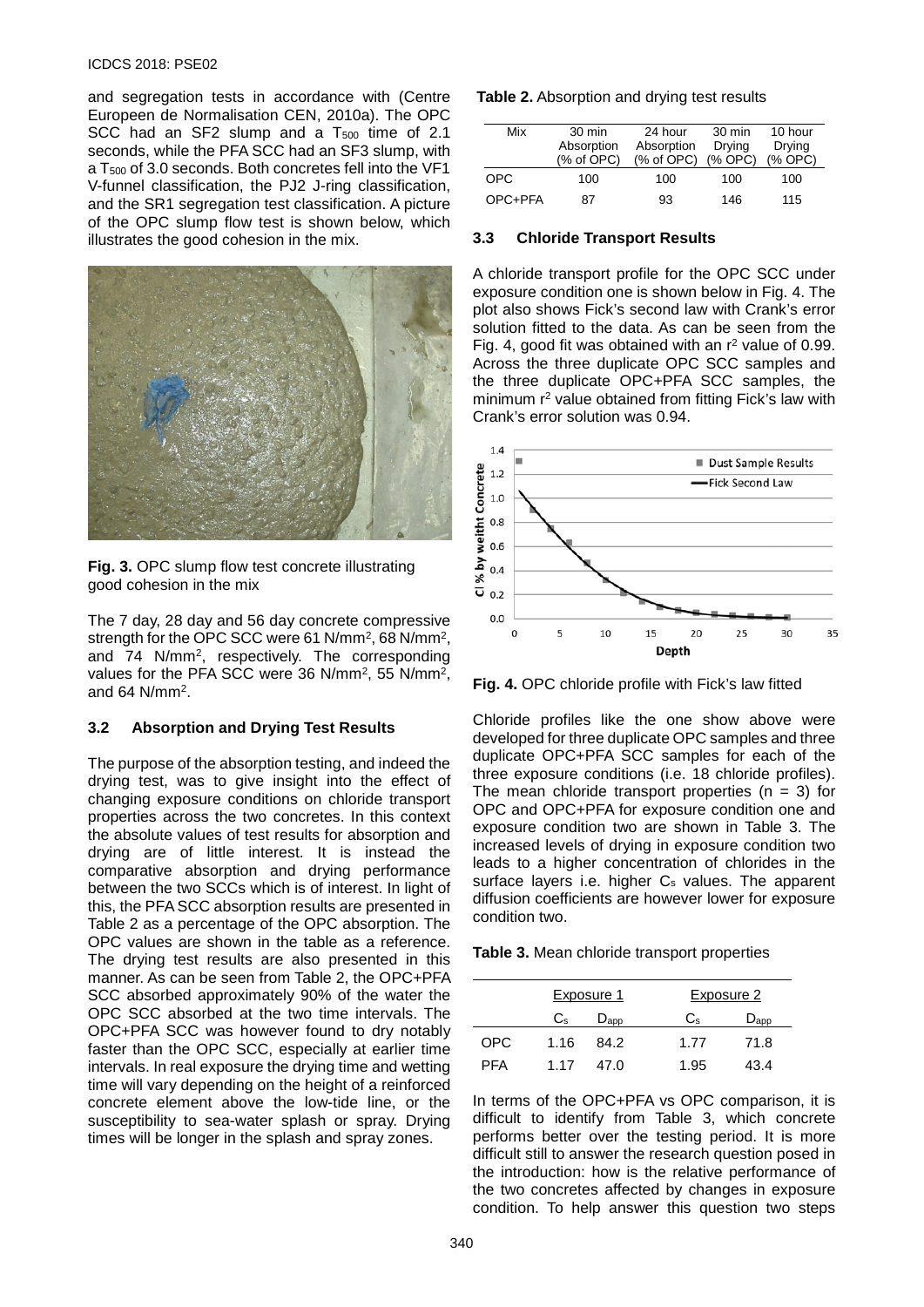and segregation tests in accordance with (Centre Europeen de Normalisation CEN, 2010a). The OPC SCC had an SF2 slump and a $T_{500}$ time of 2.1 seconds, while the PFA SCC had an SF3 slump, with a $T_{500}$ of 3.0 seconds. Both concretes fell into the VF1 V-funnel classification, the PJ2 J-ring classification, and the SR1 segregation test classification. A picture of the OPC slump flow test is shown below, which illustrates the good cohesion in the mix.

**Fig. 3.** OPC slump flow test concrete illustrating good cohesion in the mix

The 7 day, 28 day and 56 day concrete compressive strength for the OPC SCC were 61 N/mm$^2$, 68 N/mm$^2$, and 74 N/mm$^2$, respectively. The corresponding values for the PFA SCC were 36 N/mm$^2$, 55 N/mm$^2$, and 64 N/mm$^2$.

### 3.2 Absorption and Drying Test Results

The purpose of the absorption testing, and indeed the drying test, was to give insight into the effect of changing exposure conditions on chloride transport properties across the two concretes. In this context the absolute values of test results for absorption and drying are of little interest. It is instead the comparative absorption and drying performance between the two SCCs which is of interest. In light of this, the PFA SCC absorption results are presented in Table 2 as a percentage of the OPC absorption. The OPC values are shown in the table as a reference. The drying test results are also presented in this manner. As can be seen from Table 2, the OPC+PFA SCC absorbed approximately 90% of the water the OPC SCC absorbed at the two time intervals. The OPC+PFA SCC was however found to dry notably faster than the OPC SCC, especially at earlier time intervals. In real exposure the drying time and wetting time will vary depending on the height of a reinforced concrete element above the low-tide line, or the susceptibility to sea-water splash or spray. Drying times will be longer in the splash and spray zones.

**Table 2.** Absorption and drying test results

| Mix | 30 min Absorption (% of OPC) | 24 hour Absorption (% of OPC) | 30 min Drying (% OPC) | 10 hour Drying (% OPC) |
|---|---|---|---|---|
| OPC | 100 | 100 | 100 | 100 |
| OPC+PFA | 87 | 93 | 146 | 115 |

### 3.3 Chloride Transport Results

A chloride transport profile for the OPC SCC under exposure condition one is shown below in Fig. 4. The plot also shows Fick's second law with Crank's error solution fitted to the data. As can be seen from the Fig. 4, good fit was obtained with an $r^2$ value of 0.99. Across the three duplicate OPC SCC samples and the three duplicate OPC+PFA SCC samples, the minimum $r^2$ value obtained from fitting Fick's law with Crank's error solution was 0.94.

**Fig. 4.** OPC chloride profile with Fick's law fitted

Chloride profiles like the one show above were developed for three duplicate OPC samples and three duplicate OPC+PFA SCC samples for each of the three exposure conditions (i.e. 18 chloride profiles). The mean chloride transport properties ($n = 3$) for OPC and OPC+PFA for exposure condition one and exposure condition two are shown in Table 3. The increased levels of drying in exposure condition two leads to a higher concentration of chlorides in the surface layers i.e. higher $C_s$ values. The apparent diffusion coefficients are however lower for exposure condition two.

**Table 3.** Mean chloride transport properties

| | Exposure 1 | | Exposure 2 | |
|---|---|---|---|---|
| | $C_s$ | $D_{app}$ | $C_s$ | $D_{app}$ |
| OPC | 1.16 | 84.2 | 1.77 | 71.8 |
| PFA | 1.17 | 47.0 | 1.95 | 43.4 |

In terms of the OPC+PFA vs OPC comparison, it is difficult to identify from Table 3, which concrete performs better over the testing period. It is more difficult still to answer the research question posed in the introduction: how is the relative performance of the two concretes affected by changes in exposure condition. To help answer this question two steps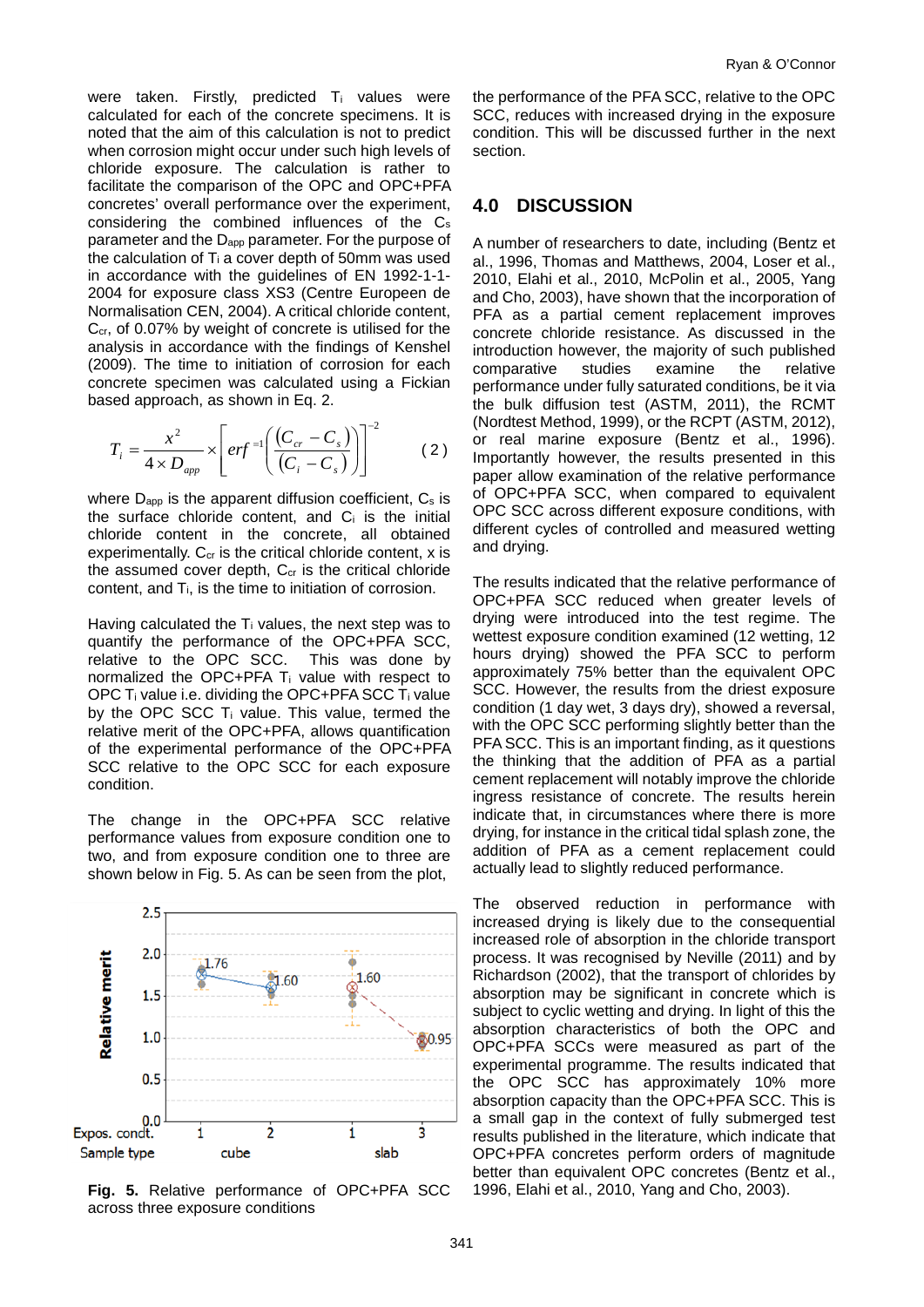were taken. Firstly, predicted $T_i$ values were calculated for each of the concrete specimens. It is noted that the aim of this calculation is not to predict when corrosion might occur under such high levels of chloride exposure. The calculation is rather to facilitate the comparison of the OPC and OPC+PFA concretes' overall performance over the experiment, considering the combined influences of the $C_s$ parameter and the $D_{app}$ parameter. For the purpose of the calculation of $T_i$ a cover depth of 50mm was used in accordance with the guidelines of EN 1992-1-1-2004 for exposure class XS3 (Centre Europeen de Normalisation CEN, 2004). A critical chloride content, $C_{cr}$, of 0.07% by weight of concrete is utilised for the analysis in accordance with the findings of Kenshel (2009). The time to initiation of corrosion for each concrete specimen was calculated using a Fickian based approach, as shown in Eq. 2.

$$T_i = \frac{x^2}{4 \times D_{app}} \times \left[ erf^{-1}\left( \frac{(C_{cr} - C_s)}{(C_i - C_s)} \right) \right]^{-2} \qquad (2)$$

where $D_{app}$ is the apparent diffusion coefficient, $C_s$ is the surface chloride content, and $C_i$ is the initial chloride content in the concrete, all obtained experimentally. $C_{cr}$ is the critical chloride content, x is the assumed cover depth, $C_{cr}$ is the critical chloride content, and $T_i$, is the time to initiation of corrosion.

Having calculated the $T_i$ values, the next step was to quantify the performance of the OPC+PFA SCC, relative to the OPC SCC. This was done by normalized the OPC+PFA $T_i$ value with respect to OPC $T_i$ value i.e. dividing the OPC+PFA SCC $T_i$ value by the OPC SCC $T_i$ value. This value, termed the relative merit of the OPC+PFA, allows quantification of the experimental performance of the OPC+PFA SCC relative to the OPC SCC for each exposure condition.

The change in the OPC+PFA SCC relative performance values from exposure condition one to two, and from exposure condition one to three are shown below in Fig. 5. As can be seen from the plot, the performance of the PFA SCC, relative to the OPC SCC, reduces with increased drying in the exposure condition. This will be discussed further in the next section.

**Fig. 5.** Relative performance of OPC+PFA SCC across three exposure conditions

## 4.0 DISCUSSION

A number of researchers to date, including (Bentz et al., 1996, Thomas and Matthews, 2004, Loser et al., 2010, Elahi et al., 2010, McPolin et al., 2005, Yang and Cho, 2003), have shown that the incorporation of PFA as a partial cement replacement improves concrete chloride resistance. As discussed in the introduction however, the majority of such published comparative studies examine the relative performance under fully saturated conditions, be it via the bulk diffusion test (ASTM, 2011), the RCMT (Nordtest Method, 1999), or the RCPT (ASTM, 2012), or real marine exposure (Bentz et al., 1996). Importantly however, the results presented in this paper allow examination of the relative performance of OPC+PFA SCC, when compared to equivalent OPC SCC across different exposure conditions, with different cycles of controlled and measured wetting and drying.

The results indicated that the relative performance of OPC+PFA SCC reduced when greater levels of drying were introduced into the test regime. The wettest exposure condition examined (12 wetting, 12 hours drying) showed the PFA SCC to perform approximately 75% better than the equivalent OPC SCC. However, the results from the driest exposure condition (1 day wet, 3 days dry), showed a reversal, with the OPC SCC performing slightly better than the PFA SCC. This is an important finding, as it questions the thinking that the addition of PFA as a partial cement replacement will notably improve the chloride ingress resistance of concrete. The results herein indicate that, in circumstances where there is more drying, for instance in the critical tidal splash zone, the addition of PFA as a cement replacement could actually lead to slightly reduced performance.

The observed reduction in performance with increased drying is likely due to the consequential increased role of absorption in the chloride transport process. It was recognised by Neville (2011) and by Richardson (2002), that the transport of chlorides by absorption may be significant in concrete which is subject to cyclic wetting and drying. In light of this the absorption characteristics of both the OPC and OPC+PFA SCCs were measured as part of the experimental programme. The results indicated that the OPC SCC has approximately 10% more absorption capacity than the OPC+PFA SCC. This is a small gap in the context of fully submerged test results published in the literature, which indicate that OPC+PFA concretes perform orders of magnitude better than equivalent OPC concretes (Bentz et al., 1996, Elahi et al., 2010, Yang and Cho, 2003).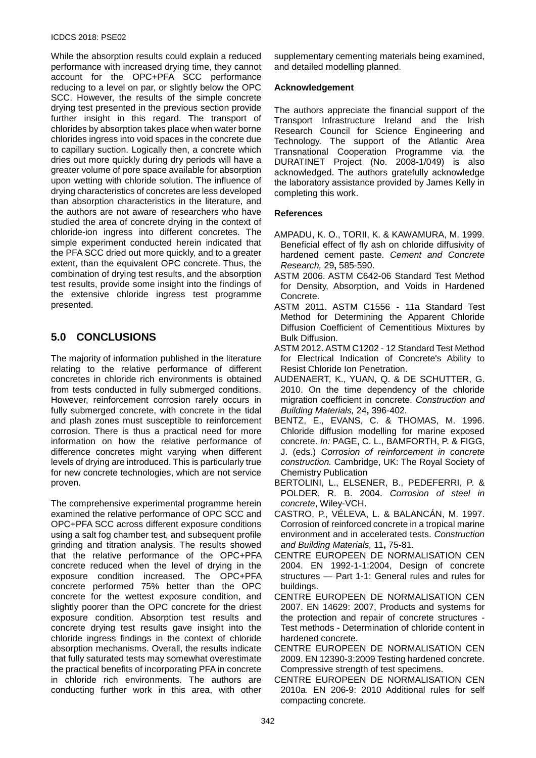While the absorption results could explain a reduced performance with increased drying time, they cannot account for the OPC+PFA SCC performance reducing to a level on par, or slightly below the OPC SCC. However, the results of the simple concrete drying test presented in the previous section provide further insight in this regard. The transport of chlorides by absorption takes place when water borne chlorides ingress into void spaces in the concrete due to capillary suction. Logically then, a concrete which dries out more quickly during dry periods will have a greater volume of pore space available for absorption upon wetting with chloride solution. The influence of drying characteristics of concretes are less developed than absorption characteristics in the literature, and the authors are not aware of researchers who have studied the area of concrete drying in the context of chloride-ion ingress into different concretes. The simple experiment conducted herein indicated that the PFA SCC dried out more quickly, and to a greater extent, than the equivalent OPC concrete. Thus, the combination of drying test results, and the absorption test results, provide some insight into the findings of the extensive chloride ingress test programme presented.

## 5.0 CONCLUSIONS

The majority of information published in the literature relating to the relative performance of different concretes in chloride rich environments is obtained from tests conducted in fully submerged conditions. However, reinforcement corrosion rarely occurs in fully submerged concrete, with concrete in the tidal and plash zones must susceptible to reinforcement corrosion. There is thus a practical need for more information on how the relative performance of difference concretes might varying when different levels of drying are introduced. This is particularly true for new concrete technologies, which are not service proven.

The comprehensive experimental programme herein examined the relative performance of OPC SCC and OPC+PFA SCC across different exposure conditions using a salt fog chamber test, and subsequent profile grinding and titration analysis. The results showed that the relative performance of the OPC+PFA concrete reduced when the level of drying in the exposure condition increased. The OPC+PFA concrete performed 75% better than the OPC concrete for the wettest exposure condition, and slightly poorer than the OPC concrete for the driest exposure condition. Absorption test results and concrete drying test results gave insight into the chloride ingress findings in the context of chloride absorption mechanisms. Overall, the results indicate that fully saturated tests may somewhat overestimate the practical benefits of incorporating PFA in concrete in chloride rich environments. The authors are conducting further work in this area, with other supplementary cementing materials being examined, and detailed modelling planned.

### Acknowledgement

The authors appreciate the financial support of the Transport Infrastructure Ireland and the Irish Research Council for Science Engineering and Technology. The support of the Atlantic Area Transnational Cooperation Programme via the DURATINET Project (No. 2008-1/049) is also acknowledged. The authors gratefully acknowledge the laboratory assistance provided by James Kelly in completing this work.

### References

AMPADU, K. O., TORII, K. & KAWAMURA, M. 1999. Beneficial effect of fly ash on chloride diffusivity of hardened cement paste. *Cement and Concrete Research,* 29**,** 585-590.

ASTM 2006. ASTM C642-06 Standard Test Method for Density, Absorption, and Voids in Hardened Concrete.

ASTM 2011. ASTM C1556 - 11a Standard Test Method for Determining the Apparent Chloride Diffusion Coefficient of Cementitious Mixtures by Bulk Diffusion.

ASTM 2012. ASTM C1202 - 12 Standard Test Method for Electrical Indication of Concrete's Ability to Resist Chloride Ion Penetration.

AUDENAERT, K., YUAN, Q. & DE SCHUTTER, G. 2010. On the time dependency of the chloride migration coefficient in concrete. *Construction and Building Materials,* 24**,** 396-402.

BENTZ, E., EVANS, C. & THOMAS, M. 1996. Chloride diffusion modelling for marine exposed concrete. *In:* PAGE, C. L., BAMFORTH, P. & FIGG, J. (eds.) *Corrosion of reinforcement in concrete construction.* Cambridge, UK: The Royal Society of Chemistry Publication

BERTOLINI, L., ELSENER, B., PEDEFERRI, P. & POLDER, R. B. 2004. *Corrosion of steel in concrete*, Wiley-VCH.

CASTRO, P., VÉLEVA, L. & BALANCÁN, M. 1997. Corrosion of reinforced concrete in a tropical marine environment and in accelerated tests. *Construction and Building Materials,* 11**,** 75-81.

CENTRE EUROPEEN DE NORMALISATION CEN 2004. EN 1992-1-1:2004, Design of concrete structures — Part 1-1: General rules and rules for buildings.

CENTRE EUROPEEN DE NORMALISATION CEN 2007. EN 14629: 2007, Products and systems for the protection and repair of concrete structures - Test methods - Determination of chloride content in hardened concrete.

CENTRE EUROPEEN DE NORMALISATION CEN 2009. EN 12390-3:2009 Testing hardened concrete. Compressive strength of test specimens.

CENTRE EUROPEEN DE NORMALISATION CEN 2010a. EN 206-9: 2010 Additional rules for self compacting concrete.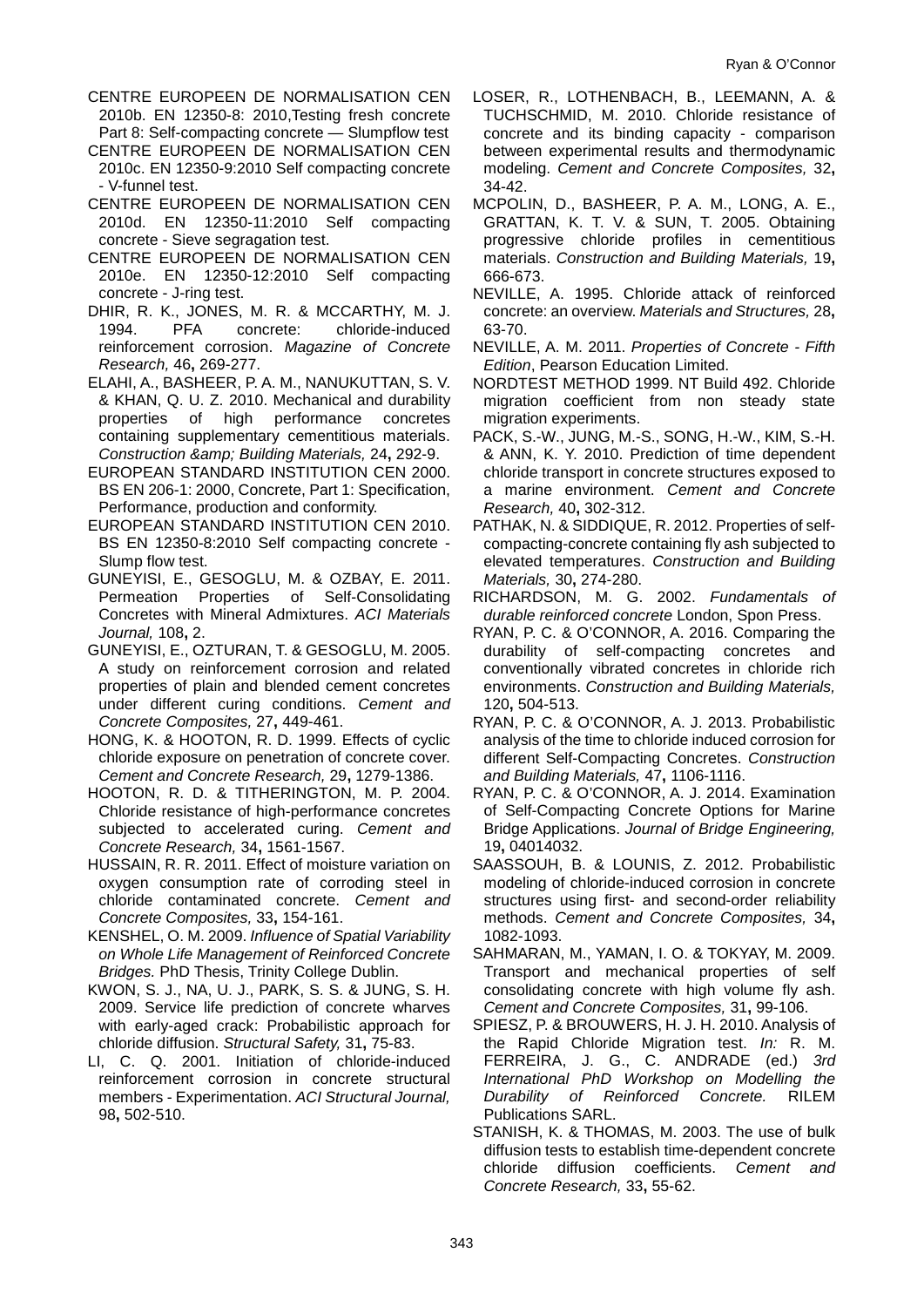CENTRE EUROPEEN DE NORMALISATION CEN 2010b. EN 12350-8: 2010,Testing fresh concrete Part 8: Self-compacting concrete — Slumpflow test

CENTRE EUROPEEN DE NORMALISATION CEN 2010c. EN 12350-9:2010 Self compacting concrete - V-funnel test.

CENTRE EUROPEEN DE NORMALISATION CEN 2010d. EN 12350-11:2010 Self compacting concrete - Sieve segragation test.

CENTRE EUROPEEN DE NORMALISATION CEN 2010e. EN 12350-12:2010 Self compacting concrete - J-ring test.

DHIR, R. K., JONES, M. R. & MCCARTHY, M. J. 1994. PFA concrete: chloride-induced reinforcement corrosion. *Magazine of Concrete Research,* 46**,** 269-277.

ELAHI, A., BASHEER, P. A. M., NANUKUTTAN, S. V. & KHAN, Q. U. Z. 2010. Mechanical and durability properties of high performance concretes containing supplementary cementitious materials. *Construction &amp; Building Materials,* 24**,** 292-9.

EUROPEAN STANDARD INSTITUTION CEN 2000. BS EN 206-1: 2000, Concrete, Part 1: Specification, Performance, production and conformity.

EUROPEAN STANDARD INSTITUTION CEN 2010. BS EN 12350-8:2010 Self compacting concrete - Slump flow test.

GUNEYISI, E., GESOGLU, M. & OZBAY, E. 2011. Permeation Properties of Self-Consolidating Concretes with Mineral Admixtures. *ACI Materials Journal,* 108**,** 2.

GUNEYISI, E., OZTURAN, T. & GESOGLU, M. 2005. A study on reinforcement corrosion and related properties of plain and blended cement concretes under different curing conditions. *Cement and Concrete Composites,* 27**,** 449-461.

HONG, K. & HOOTON, R. D. 1999. Effects of cyclic chloride exposure on penetration of concrete cover. *Cement and Concrete Research,* 29**,** 1279-1386.

HOOTON, R. D. & TITHERINGTON, M. P. 2004. Chloride resistance of high-performance concretes subjected to accelerated curing. *Cement and Concrete Research,* 34**,** 1561-1567.

HUSSAIN, R. R. 2011. Effect of moisture variation on oxygen consumption rate of corroding steel in chloride contaminated concrete. *Cement and Concrete Composites,* 33**,** 154-161.

KENSHEL, O. M. 2009. *Influence of Spatial Variability on Whole Life Management of Reinforced Concrete Bridges.* PhD Thesis, Trinity College Dublin.

KWON, S. J., NA, U. J., PARK, S. S. & JUNG, S. H. 2009. Service life prediction of concrete wharves with early-aged crack: Probabilistic approach for chloride diffusion. *Structural Safety,* 31**,** 75-83.

LI, C. Q. 2001. Initiation of chloride-induced reinforcement corrosion in concrete structural members - Experimentation. *ACI Structural Journal,* 98**,** 502-510.

LOSER, R., LOTHENBACH, B., LEEMANN, A. & TUCHSCHMID, M. 2010. Chloride resistance of concrete and its binding capacity - comparison between experimental results and thermodynamic modeling. *Cement and Concrete Composites,* 32**,** 34-42.

MCPOLIN, D., BASHEER, P. A. M., LONG, A. E., GRATTAN, K. T. V. & SUN, T. 2005. Obtaining progressive chloride profiles in cementitious materials. *Construction and Building Materials,* 19**,** 666-673.

NEVILLE, A. 1995. Chloride attack of reinforced concrete: an overview. *Materials and Structures,* 28**,** 63-70.

NEVILLE, A. M. 2011. *Properties of Concrete - Fifth Edition*, Pearson Education Limited.

NORDTEST METHOD 1999. NT Build 492. Chloride migration coefficient from non steady state migration experiments.

PACK, S.-W., JUNG, M.-S., SONG, H.-W., KIM, S.-H. & ANN, K. Y. 2010. Prediction of time dependent chloride transport in concrete structures exposed to a marine environment. *Cement and Concrete Research,* 40**,** 302-312.

PATHAK, N. & SIDDIQUE, R. 2012. Properties of self-compacting-concrete containing fly ash subjected to elevated temperatures. *Construction and Building Materials,* 30**,** 274-280.

RICHARDSON, M. G. 2002. *Fundamentals of durable reinforced concrete* London, Spon Press.

RYAN, P. C. & O'CONNOR, A. 2016. Comparing the durability of self-compacting concretes and conventionally vibrated concretes in chloride rich environments. *Construction and Building Materials,* 120**,** 504-513.

RYAN, P. C. & O'CONNOR, A. J. 2013. Probabilistic analysis of the time to chloride induced corrosion for different Self-Compacting Concretes. *Construction and Building Materials,* 47**,** 1106-1116.

RYAN, P. C. & O'CONNOR, A. J. 2014. Examination of Self-Compacting Concrete Options for Marine Bridge Applications. *Journal of Bridge Engineering,* 19**,** 04014032.

SAASSOUH, B. & LOUNIS, Z. 2012. Probabilistic modeling of chloride-induced corrosion in concrete structures using first- and second-order reliability methods. *Cement and Concrete Composites,* 34**,** 1082-1093.

SAHMARAN, M., YAMAN, I. O. & TOKYAY, M. 2009. Transport and mechanical properties of self consolidating concrete with high volume fly ash. *Cement and Concrete Composites,* 31**,** 99-106.

SPIESZ, P. & BROUWERS, H. J. H. 2010. Analysis of the Rapid Chloride Migration test. *In:* R. M. FERREIRA, J. G., C. ANDRADE (ed.) *3rd International PhD Workshop on Modelling the Durability of Reinforced Concrete.* RILEM Publications SARL.

STANISH, K. & THOMAS, M. 2003. The use of bulk diffusion tests to establish time-dependent concrete chloride diffusion coefficients. *Cement and Concrete Research,* 33**,** 55-62.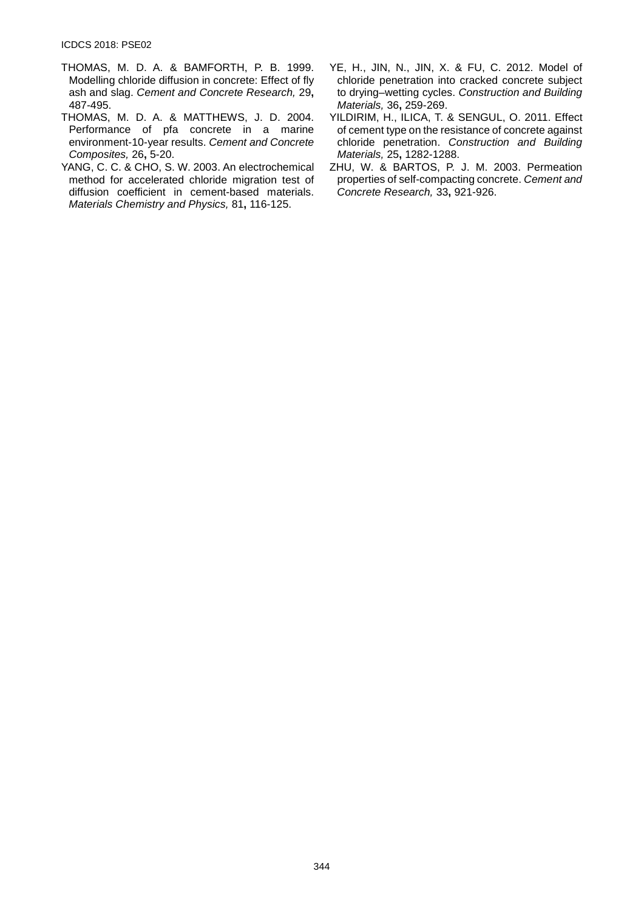THOMAS, M. D. A. & BAMFORTH, P. B. 1999. Modelling chloride diffusion in concrete: Effect of fly ash and slag. *Cement and Concrete Research,* 29**,** 487-495.

THOMAS, M. D. A. & MATTHEWS, J. D. 2004. Performance of pfa concrete in a marine environment-10-year results. *Cement and Concrete Composites,* 26**,** 5-20.

YANG, C. C. & CHO, S. W. 2003. An electrochemical method for accelerated chloride migration test of diffusion coefficient in cement-based materials. *Materials Chemistry and Physics,* 81**,** 116-125.

YE, H., JIN, N., JIN, X. & FU, C. 2012. Model of chloride penetration into cracked concrete subject to drying–wetting cycles. *Construction and Building Materials,* 36**,** 259-269.

YILDIRIM, H., ILICA, T. & SENGUL, O. 2011. Effect of cement type on the resistance of concrete against chloride penetration. *Construction and Building Materials,* 25**,** 1282-1288.

ZHU, W. & BARTOS, P. J. M. 2003. Permeation properties of self-compacting concrete. *Cement and Concrete Research,* 33**,** 921-926.